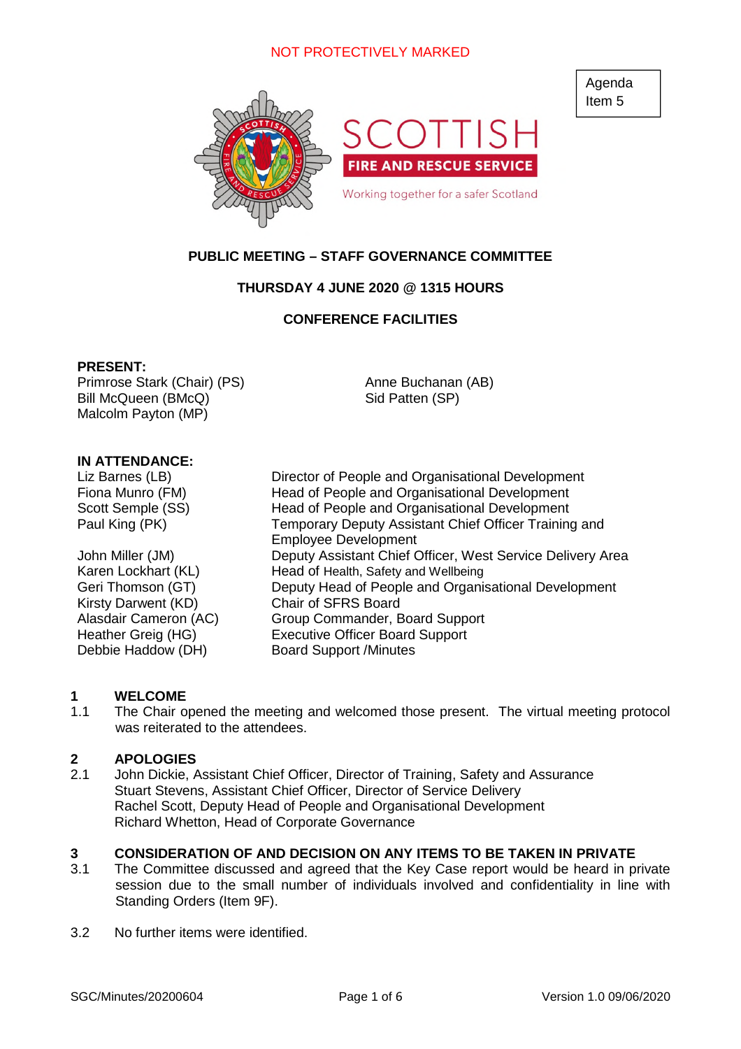NOT PROTECTIVELY MARKED

Agenda Item 5

SCOTTISH FIRE AND RESCUE SERVICE

Working together for a safer Scotland

**PUBLIC MEETING – STAFF GOVERNANCE COMMITTEE**

**THURSDAY 4 JUNE 2020 @ 1315 HOURS**

**CONFERENCE FACILITIES**

**PRESENT:**

Primrose Stark (Chair) (PS)
Bill McQueen (BMcQ)
Malcolm Payton (MP)
Anne Buchanan (AB)
Sid Patten (SP)

**IN ATTENDANCE:**

| | |
|---|---|
| Liz Barnes (LB) | Director of People and Organisational Development |
| Fiona Munro (FM) | Head of People and Organisational Development |
| Scott Semple (SS) | Head of People and Organisational Development |
| Paul King (PK) | Temporary Deputy Assistant Chief Officer Training and Employee Development |
| John Miller (JM) | Deputy Assistant Chief Officer, West Service Delivery Area |
| Karen Lockhart (KL) | Head of Health, Safety and Wellbeing |
| Geri Thomson (GT) | Deputy Head of People and Organisational Development |
| Kirsty Darwent (KD) | Chair of SFRS Board |
| Alasdair Cameron (AC) | Group Commander, Board Support |
| Heather Greig (HG) | Executive Officer Board Support |
| Debbie Haddow (DH) | Board Support /Minutes |

## 1 WELCOME

1.1 The Chair opened the meeting and welcomed those present. The virtual meeting protocol was reiterated to the attendees.

## 2 APOLOGIES

2.1 John Dickie, Assistant Chief Officer, Director of Training, Safety and Assurance
Stuart Stevens, Assistant Chief Officer, Director of Service Delivery
Rachel Scott, Deputy Head of People and Organisational Development
Richard Whetton, Head of Corporate Governance

## 3 CONSIDERATION OF AND DECISION ON ANY ITEMS TO BE TAKEN IN PRIVATE

3.1 The Committee discussed and agreed that the Key Case report would be heard in private session due to the small number of individuals involved and confidentiality in line with Standing Orders (Item 9F).

3.2 No further items were identified.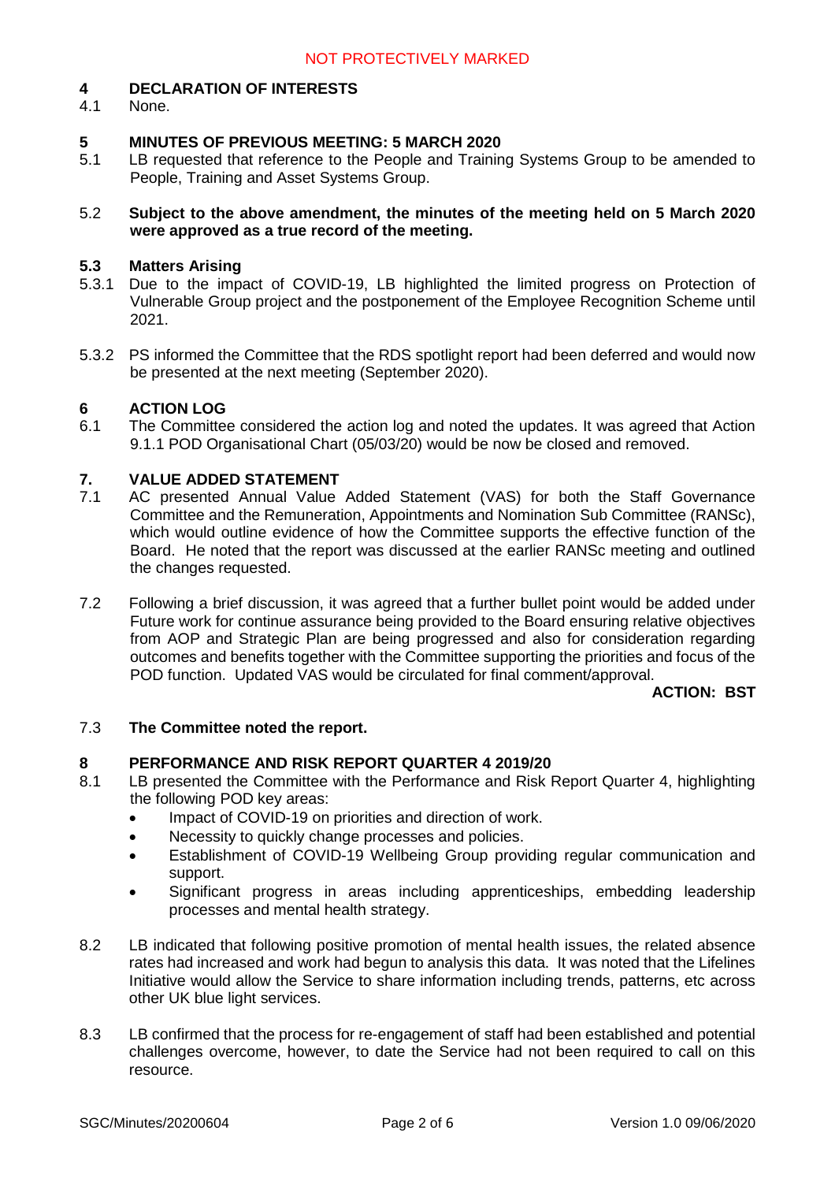## 4 DECLARATION OF INTERESTS

4.1 None.

## 5 MINUTES OF PREVIOUS MEETING: 5 MARCH 2020

5.1 LB requested that reference to the People and Training Systems Group to be amended to People, Training and Asset Systems Group.

5.2 **Subject to the above amendment, the minutes of the meeting held on 5 March 2020 were approved as a true record of the meeting.**

### 5.3 Matters Arising

5.3.1 Due to the impact of COVID-19, LB highlighted the limited progress on Protection of Vulnerable Group project and the postponement of the Employee Recognition Scheme until 2021.

5.3.2 PS informed the Committee that the RDS spotlight report had been deferred and would now be presented at the next meeting (September 2020).

## 6 ACTION LOG

6.1 The Committee considered the action log and noted the updates. It was agreed that Action 9.1.1 POD Organisational Chart (05/03/20) would be now be closed and removed.

## 7. VALUE ADDED STATEMENT

7.1 AC presented Annual Value Added Statement (VAS) for both the Staff Governance Committee and the Remuneration, Appointments and Nomination Sub Committee (RANSc), which would outline evidence of how the Committee supports the effective function of the Board. He noted that the report was discussed at the earlier RANSc meeting and outlined the changes requested.

7.2 Following a brief discussion, it was agreed that a further bullet point would be added under Future work for continue assurance being provided to the Board ensuring relative objectives from AOP and Strategic Plan are being progressed and also for consideration regarding outcomes and benefits together with the Committee supporting the priorities and focus of the POD function. Updated VAS would be circulated for final comment/approval.

**ACTION: BST**

7.3 **The Committee noted the report.**

## 8 PERFORMANCE AND RISK REPORT QUARTER 4 2019/20

8.1 LB presented the Committee with the Performance and Risk Report Quarter 4, highlighting the following POD key areas:

- Impact of COVID-19 on priorities and direction of work.
- Necessity to quickly change processes and policies.
- Establishment of COVID-19 Wellbeing Group providing regular communication and support.
- Significant progress in areas including apprenticeships, embedding leadership processes and mental health strategy.

8.2 LB indicated that following positive promotion of mental health issues, the related absence rates had increased and work had begun to analysis this data. It was noted that the Lifelines Initiative would allow the Service to share information including trends, patterns, etc across other UK blue light services.

8.3 LB confirmed that the process for re-engagement of staff had been established and potential challenges overcome, however, to date the Service had not been required to call on this resource.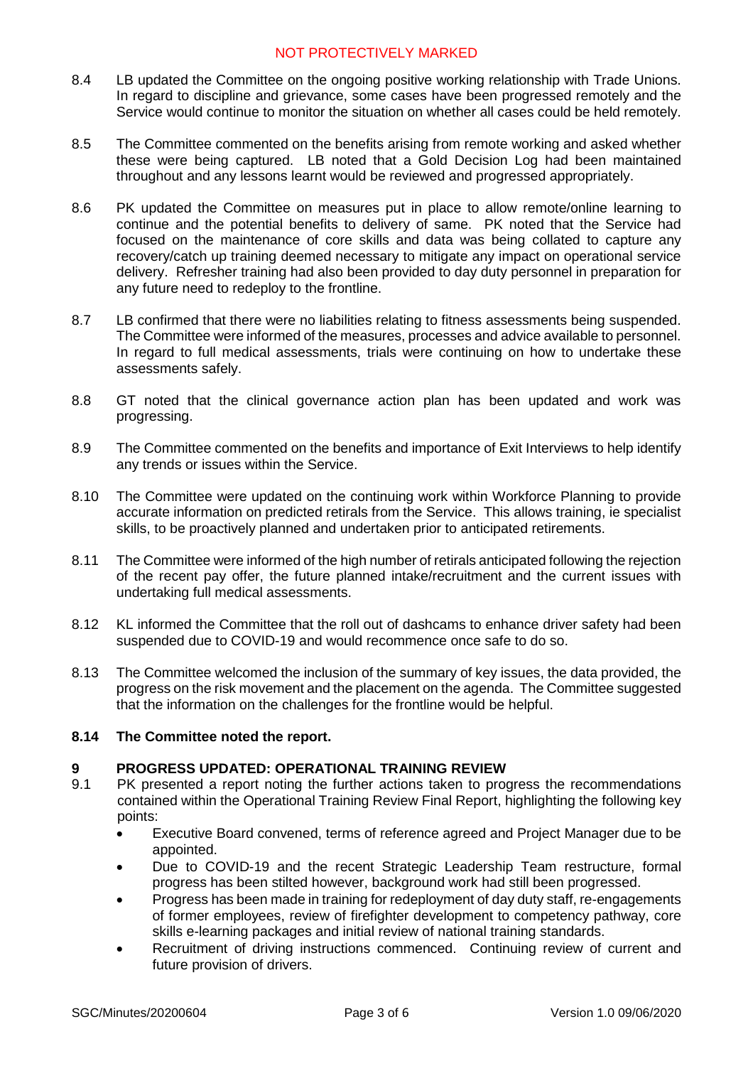8.4 LB updated the Committee on the ongoing positive working relationship with Trade Unions. In regard to discipline and grievance, some cases have been progressed remotely and the Service would continue to monitor the situation on whether all cases could be held remotely.

8.5 The Committee commented on the benefits arising from remote working and asked whether these were being captured. LB noted that a Gold Decision Log had been maintained throughout and any lessons learnt would be reviewed and progressed appropriately.

8.6 PK updated the Committee on measures put in place to allow remote/online learning to continue and the potential benefits to delivery of same. PK noted that the Service had focused on the maintenance of core skills and data was being collated to capture any recovery/catch up training deemed necessary to mitigate any impact on operational service delivery. Refresher training had also been provided to day duty personnel in preparation for any future need to redeploy to the frontline.

8.7 LB confirmed that there were no liabilities relating to fitness assessments being suspended. The Committee were informed of the measures, processes and advice available to personnel. In regard to full medical assessments, trials were continuing on how to undertake these assessments safely.

8.8 GT noted that the clinical governance action plan has been updated and work was progressing.

8.9 The Committee commented on the benefits and importance of Exit Interviews to help identify any trends or issues within the Service.

8.10 The Committee were updated on the continuing work within Workforce Planning to provide accurate information on predicted retirals from the Service. This allows training, ie specialist skills, to be proactively planned and undertaken prior to anticipated retirements.

8.11 The Committee were informed of the high number of retirals anticipated following the rejection of the recent pay offer, the future planned intake/recruitment and the current issues with undertaking full medical assessments.

8.12 KL informed the Committee that the roll out of dashcams to enhance driver safety had been suspended due to COVID-19 and would recommence once safe to do so.

8.13 The Committee welcomed the inclusion of the summary of key issues, the data provided, the progress on the risk movement and the placement on the agenda. The Committee suggested that the information on the challenges for the frontline would be helpful.

**8.14 The Committee noted the report.**

## 9 PROGRESS UPDATED: OPERATIONAL TRAINING REVIEW

9.1 PK presented a report noting the further actions taken to progress the recommendations contained within the Operational Training Review Final Report, highlighting the following key points:

- Executive Board convened, terms of reference agreed and Project Manager due to be appointed.
- Due to COVID-19 and the recent Strategic Leadership Team restructure, formal progress has been stilted however, background work had still been progressed.
- Progress has been made in training for redeployment of day duty staff, re-engagements of former employees, review of firefighter development to competency pathway, core skills e-learning packages and initial review of national training standards.
- Recruitment of driving instructions commenced. Continuing review of current and future provision of drivers.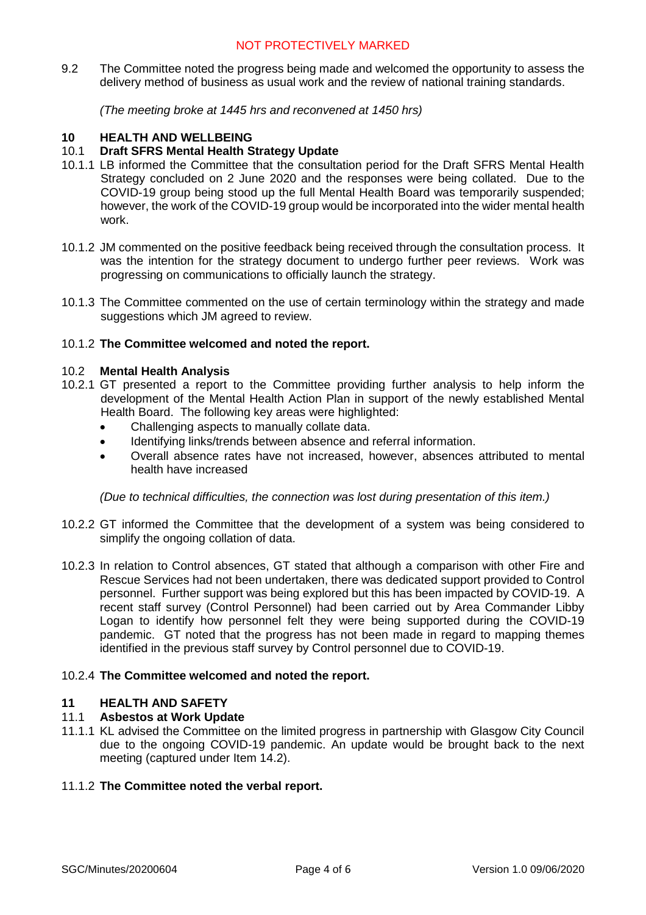9.2 The Committee noted the progress being made and welcomed the opportunity to assess the delivery method of business as usual work and the review of national training standards.

*(The meeting broke at 1445 hrs and reconvened at 1450 hrs)*

## 10 HEALTH AND WELLBEING

### 10.1 Draft SFRS Mental Health Strategy Update

10.1.1 LB informed the Committee that the consultation period for the Draft SFRS Mental Health Strategy concluded on 2 June 2020 and the responses were being collated. Due to the COVID-19 group being stood up the full Mental Health Board was temporarily suspended; however, the work of the COVID-19 group would be incorporated into the wider mental health work.

10.1.2 JM commented on the positive feedback being received through the consultation process. It was the intention for the strategy document to undergo further peer reviews. Work was progressing on communications to officially launch the strategy.

10.1.3 The Committee commented on the use of certain terminology within the strategy and made suggestions which JM agreed to review.

10.1.2 **The Committee welcomed and noted the report.**

### 10.2 Mental Health Analysis

10.2.1 GT presented a report to the Committee providing further analysis to help inform the development of the Mental Health Action Plan in support of the newly established Mental Health Board. The following key areas were highlighted:

- Challenging aspects to manually collate data.
- Identifying links/trends between absence and referral information.
- Overall absence rates have not increased, however, absences attributed to mental health have increased

*(Due to technical difficulties, the connection was lost during presentation of this item.)*

10.2.2 GT informed the Committee that the development of a system was being considered to simplify the ongoing collation of data.

10.2.3 In relation to Control absences, GT stated that although a comparison with other Fire and Rescue Services had not been undertaken, there was dedicated support provided to Control personnel. Further support was being explored but this has been impacted by COVID-19. A recent staff survey (Control Personnel) had been carried out by Area Commander Libby Logan to identify how personnel felt they were being supported during the COVID-19 pandemic. GT noted that the progress has not been made in regard to mapping themes identified in the previous staff survey by Control personnel due to COVID-19.

10.2.4 **The Committee welcomed and noted the report.**

## 11 HEALTH AND SAFETY

### 11.1 Asbestos at Work Update

11.1.1 KL advised the Committee on the limited progress in partnership with Glasgow City Council due to the ongoing COVID-19 pandemic. An update would be brought back to the next meeting (captured under Item 14.2).

11.1.2 **The Committee noted the verbal report.**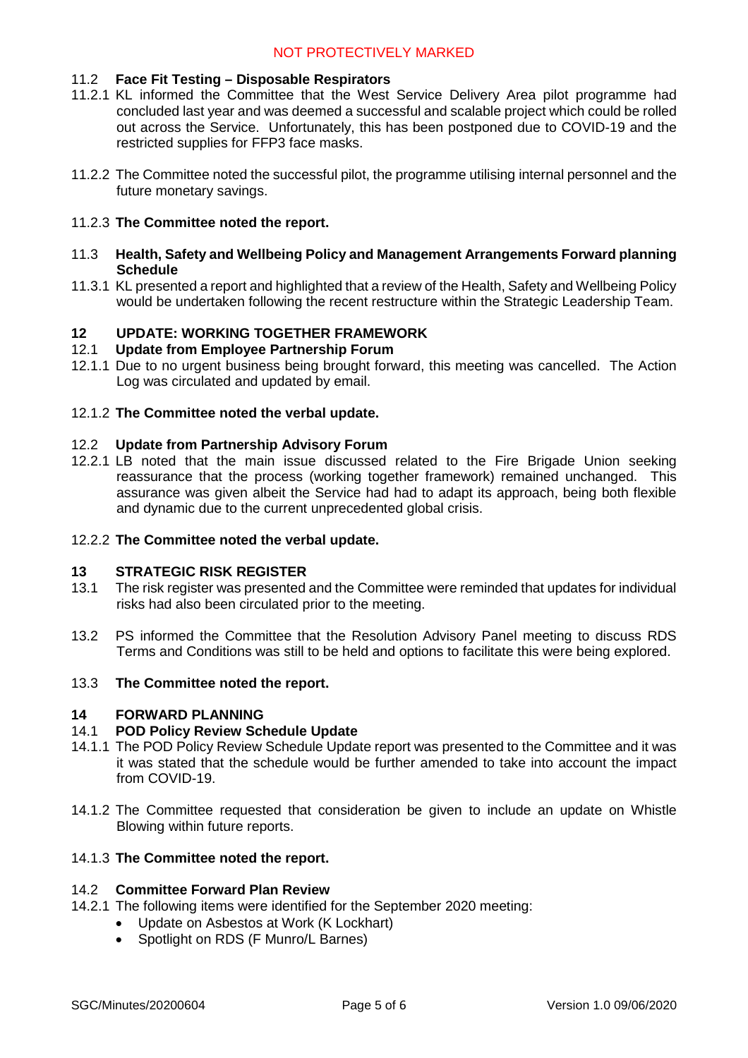### 11.2 Face Fit Testing – Disposable Respirators

11.2.1 KL informed the Committee that the West Service Delivery Area pilot programme had concluded last year and was deemed a successful and scalable project which could be rolled out across the Service. Unfortunately, this has been postponed due to COVID-19 and the restricted supplies for FFP3 face masks.

11.2.2 The Committee noted the successful pilot, the programme utilising internal personnel and the future monetary savings.

11.2.3 **The Committee noted the report.**

### 11.3 Health, Safety and Wellbeing Policy and Management Arrangements Forward planning Schedule

11.3.1 KL presented a report and highlighted that a review of the Health, Safety and Wellbeing Policy would be undertaken following the recent restructure within the Strategic Leadership Team.

## 12 UPDATE: WORKING TOGETHER FRAMEWORK

### 12.1 Update from Employee Partnership Forum

12.1.1 Due to no urgent business being brought forward, this meeting was cancelled. The Action Log was circulated and updated by email.

12.1.2 **The Committee noted the verbal update.**

### 12.2 Update from Partnership Advisory Forum

12.2.1 LB noted that the main issue discussed related to the Fire Brigade Union seeking reassurance that the process (working together framework) remained unchanged. This assurance was given albeit the Service had had to adapt its approach, being both flexible and dynamic due to the current unprecedented global crisis.

12.2.2 **The Committee noted the verbal update.**

## 13 STRATEGIC RISK REGISTER

13.1 The risk register was presented and the Committee were reminded that updates for individual risks had also been circulated prior to the meeting.

13.2 PS informed the Committee that the Resolution Advisory Panel meeting to discuss RDS Terms and Conditions was still to be held and options to facilitate this were being explored.

13.3 **The Committee noted the report.**

## 14 FORWARD PLANNING

### 14.1 POD Policy Review Schedule Update

14.1.1 The POD Policy Review Schedule Update report was presented to the Committee and it was it was stated that the schedule would be further amended to take into account the impact from COVID-19.

14.1.2 The Committee requested that consideration be given to include an update on Whistle Blowing within future reports.

14.1.3 **The Committee noted the report.**

### 14.2 Committee Forward Plan Review

14.2.1 The following items were identified for the September 2020 meeting:

- Update on Asbestos at Work (K Lockhart)
- Spotlight on RDS (F Munro/L Barnes)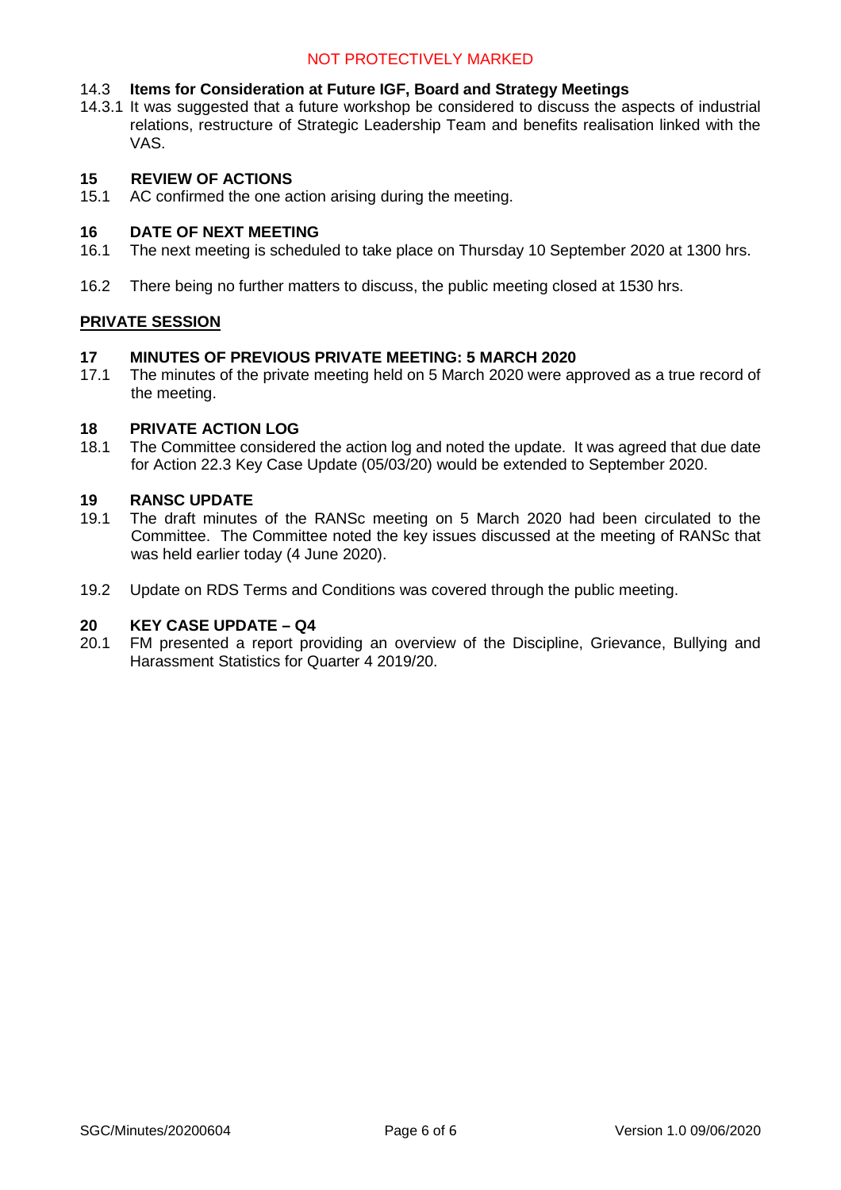NOT PROTECTIVELY MARKED

### 14.3 Items for Consideration at Future IGF, Board and Strategy Meetings

14.3.1 It was suggested that a future workshop be considered to discuss the aspects of industrial relations, restructure of Strategic Leadership Team and benefits realisation linked with the VAS.

## 15 REVIEW OF ACTIONS

15.1 AC confirmed the one action arising during the meeting.

## 16 DATE OF NEXT MEETING

16.1 The next meeting is scheduled to take place on Thursday 10 September 2020 at 1300 hrs.

16.2 There being no further matters to discuss, the public meeting closed at 1530 hrs.

**PRIVATE SESSION**

## 17 MINUTES OF PREVIOUS PRIVATE MEETING: 5 MARCH 2020

17.1 The minutes of the private meeting held on 5 March 2020 were approved as a true record of the meeting.

## 18 PRIVATE ACTION LOG

18.1 The Committee considered the action log and noted the update. It was agreed that due date for Action 22.3 Key Case Update (05/03/20) would be extended to September 2020.

## 19 RANSC UPDATE

19.1 The draft minutes of the RANSc meeting on 5 March 2020 had been circulated to the Committee. The Committee noted the key issues discussed at the meeting of RANSc that was held earlier today (4 June 2020).

19.2 Update on RDS Terms and Conditions was covered through the public meeting.

## 20 KEY CASE UPDATE – Q4

20.1 FM presented a report providing an overview of the Discipline, Grievance, Bullying and Harassment Statistics for Quarter 4 2019/20.

SGC/Minutes/20200604 Version 1.0 09/06/2020